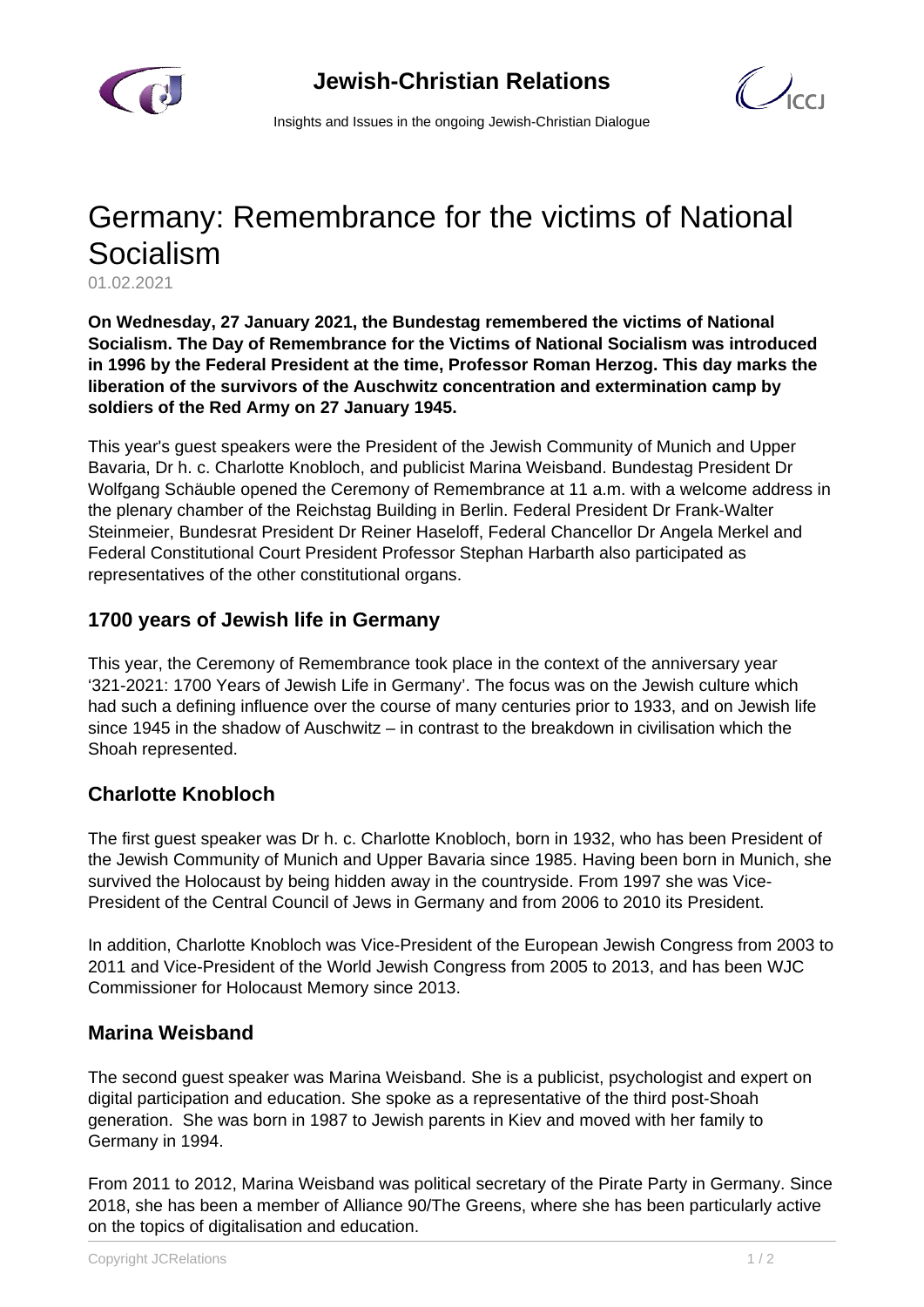# Germany: Remembrance for the victims of National Socialism

01.02.2021

**On Wednesday, 27 January 2021, the Bundestag remembered the victims of National Socialism. The Day of Remembrance for the Victims of National Socialism was introduced in 1996 by the Federal President at the time, Professor Roman Herzog. This day marks the liberation of the survivors of the Auschwitz concentration and extermination camp by soldiers of the Red Army on 27 January 1945.**

This year's guest speakers were the President of the Jewish Community of Munich and Upper Bavaria, Dr h. c. Charlotte Knobloch, and publicist Marina Weisband. Bundestag President Dr Wolfgang Schäuble opened the Ceremony of Remembrance at 11 a.m. with a welcome address in the plenary chamber of the Reichstag Building in Berlin. Federal President Dr Frank-Walter Steinmeier, Bundesrat President Dr Reiner Haseloff, Federal Chancellor Dr Angela Merkel and Federal Constitutional Court President Professor Stephan Harbarth also participated as representatives of the other constitutional organs.

## 1700 years of Jewish life in Germany

This year, the Ceremony of Remembrance took place in the context of the anniversary year '321-2021: 1700 Years of Jewish Life in Germany'. The focus was on the Jewish culture which had such a defining influence over the course of many centuries prior to 1933, and on Jewish life since 1945 in the shadow of Auschwitz – in contrast to the breakdown in civilisation which the Shoah represented.

## Charlotte Knobloch

The first guest speaker was Dr h. c. Charlotte Knobloch, born in 1932, who has been President of the Jewish Community of Munich and Upper Bavaria since 1985. Having been born in Munich, she survived the Holocaust by being hidden away in the countryside. From 1997 she was Vice-President of the Central Council of Jews in Germany and from 2006 to 2010 its President.

In addition, Charlotte Knobloch was Vice-President of the European Jewish Congress from 2003 to 2011 and Vice-President of the World Jewish Congress from 2005 to 2013, and has been WJC Commissioner for Holocaust Memory since 2013.

## Marina Weisband

The second guest speaker was Marina Weisband. She is a publicist, psychologist and expert on digital participation and education. She spoke as a representative of the third post-Shoah generation. She was born in 1987 to Jewish parents in Kiev and moved with her family to Germany in 1994.

From 2011 to 2012, Marina Weisband was political secretary of the Pirate Party in Germany. Since 2018, she has been a member of Alliance 90/The Greens, where she has been particularly active on the topics of digitalisation and education.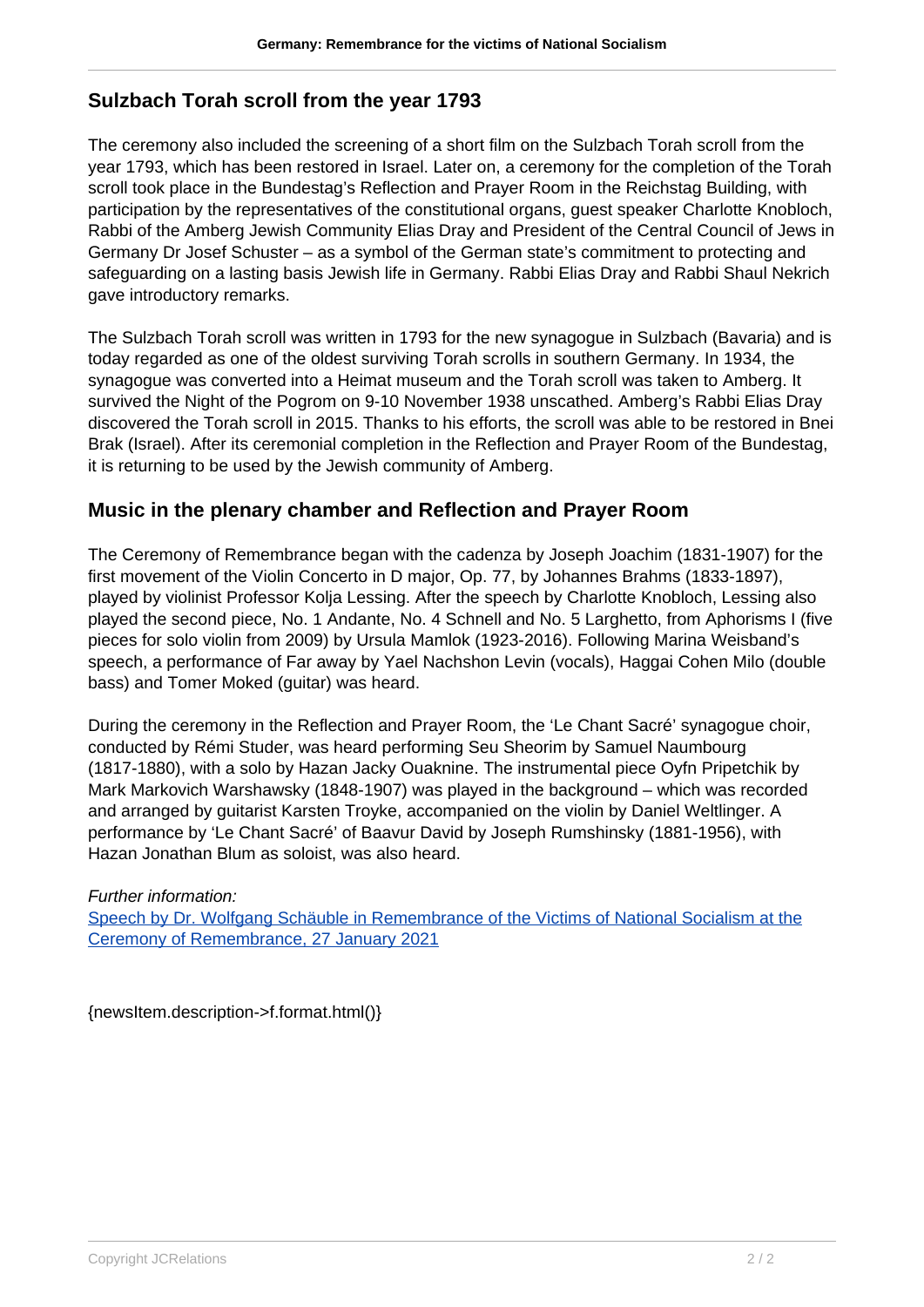## Sulzbach Torah scroll from the year 1793

The ceremony also included the screening of a short film on the Sulzbach Torah scroll from the year 1793, which has been restored in Israel. Later on, a ceremony for the completion of the Torah scroll took place in the Bundestag's Reflection and Prayer Room in the Reichstag Building, with participation by the representatives of the constitutional organs, guest speaker Charlotte Knobloch, Rabbi of the Amberg Jewish Community Elias Dray and President of the Central Council of Jews in Germany Dr Josef Schuster – as a symbol of the German state's commitment to protecting and safeguarding on a lasting basis Jewish life in Germany. Rabbi Elias Dray and Rabbi Shaul Nekrich gave introductory remarks.

The Sulzbach Torah scroll was written in 1793 for the new synagogue in Sulzbach (Bavaria) and is today regarded as one of the oldest surviving Torah scrolls in southern Germany. In 1934, the synagogue was converted into a Heimat museum and the Torah scroll was taken to Amberg. It survived the Night of the Pogrom on 9-10 November 1938 unscathed. Amberg's Rabbi Elias Dray discovered the Torah scroll in 2015. Thanks to his efforts, the scroll was able to be restored in Bnei Brak (Israel). After its ceremonial completion in the Reflection and Prayer Room of the Bundestag, it is returning to be used by the Jewish community of Amberg.

## Music in the plenary chamber and Reflection and Prayer Room

The Ceremony of Remembrance began with the cadenza by Joseph Joachim (1831-1907) for the first movement of the Violin Concerto in D major, Op. 77, by Johannes Brahms (1833-1897), played by violinist Professor Kolja Lessing. After the speech by Charlotte Knobloch, Lessing also played the second piece, No. 1 Andante, No. 4 Schnell and No. 5 Larghetto, from Aphorisms I (five pieces for solo violin from 2009) by Ursula Mamlok (1923-2016). Following Marina Weisband's speech, a performance of Far away by Yael Nachshon Levin (vocals), Haggai Cohen Milo (double bass) and Tomer Moked (guitar) was heard.

During the ceremony in the Reflection and Prayer Room, the 'Le Chant Sacré' synagogue choir, conducted by Rémi Studer, was heard performing Seu Sheorim by Samuel Naumbourg (1817-1880), with a solo by Hazan Jacky Ouaknine. The instrumental piece Oyfn Pripetchik by Mark Markovich Warshawsky (1848-1907) was played in the background – which was recorded and arranged by guitarist Karsten Troyke, accompanied on the violin by Daniel Weltlinger. A performance by 'Le Chant Sacré' of Baavur David by Joseph Rumshinsky (1881-1956), with Hazan Jonathan Blum as soloist, was also heard.

*Further information:*
[Speech by Dr. Wolfgang Schäuble in Remembrance of the Victims of National Socialism at the Ceremony of Remembrance, 27 January 2021]

{newsItem.description->f.format.html()}